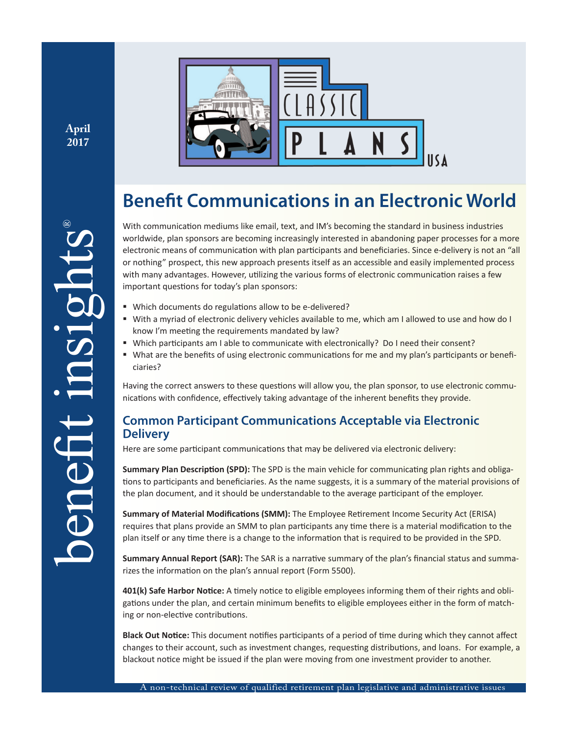April 2017

benefit insights®

# Benefit Communications in an Electronic World

With communication mediums like email, text, and IM's becoming the standard in business industries worldwide, plan sponsors are becoming increasingly interested in abandoning paper processes for a more electronic means of communication with plan participants and beneficiaries. Since e-delivery is not an "all or nothing" prospect, this new approach presents itself as an accessible and easily implemented process with many advantages. However, utilizing the various forms of electronic communication raises a few important questions for today's plan sponsors:

- Which documents do regulations allow to be e-delivered?
- With a myriad of electronic delivery vehicles available to me, which am I allowed to use and how do I know I'm meeting the requirements mandated by law?
- Which participants am I able to communicate with electronically? Do I need their consent?
- What are the benefits of using electronic communications for me and my plan's participants or beneficiaries?

Having the correct answers to these questions will allow you, the plan sponsor, to use electronic communications with confidence, effectively taking advantage of the inherent benefits they provide.

## Common Participant Communications Acceptable via Electronic Delivery

Here are some participant communications that may be delivered via electronic delivery:

**Summary Plan Description (SPD):** The SPD is the main vehicle for communicating plan rights and obligations to participants and beneficiaries. As the name suggests, it is a summary of the material provisions of the plan document, and it should be understandable to the average participant of the employer.

**Summary of Material Modifications (SMM):** The Employee Retirement Income Security Act (ERISA) requires that plans provide an SMM to plan participants any time there is a material modification to the plan itself or any time there is a change to the information that is required to be provided in the SPD.

**Summary Annual Report (SAR):** The SAR is a narrative summary of the plan's financial status and summarizes the information on the plan's annual report (Form 5500).

**401(k) Safe Harbor Notice:** A timely notice to eligible employees informing them of their rights and obligations under the plan, and certain minimum benefits to eligible employees either in the form of matching or non-elective contributions.

**Black Out Notice:** This document notifies participants of a period of time during which they cannot affect changes to their account, such as investment changes, requesting distributions, and loans. For example, a blackout notice might be issued if the plan were moving from one investment provider to another.

A non-technical review of qualified retirement plan legislative and administrative issues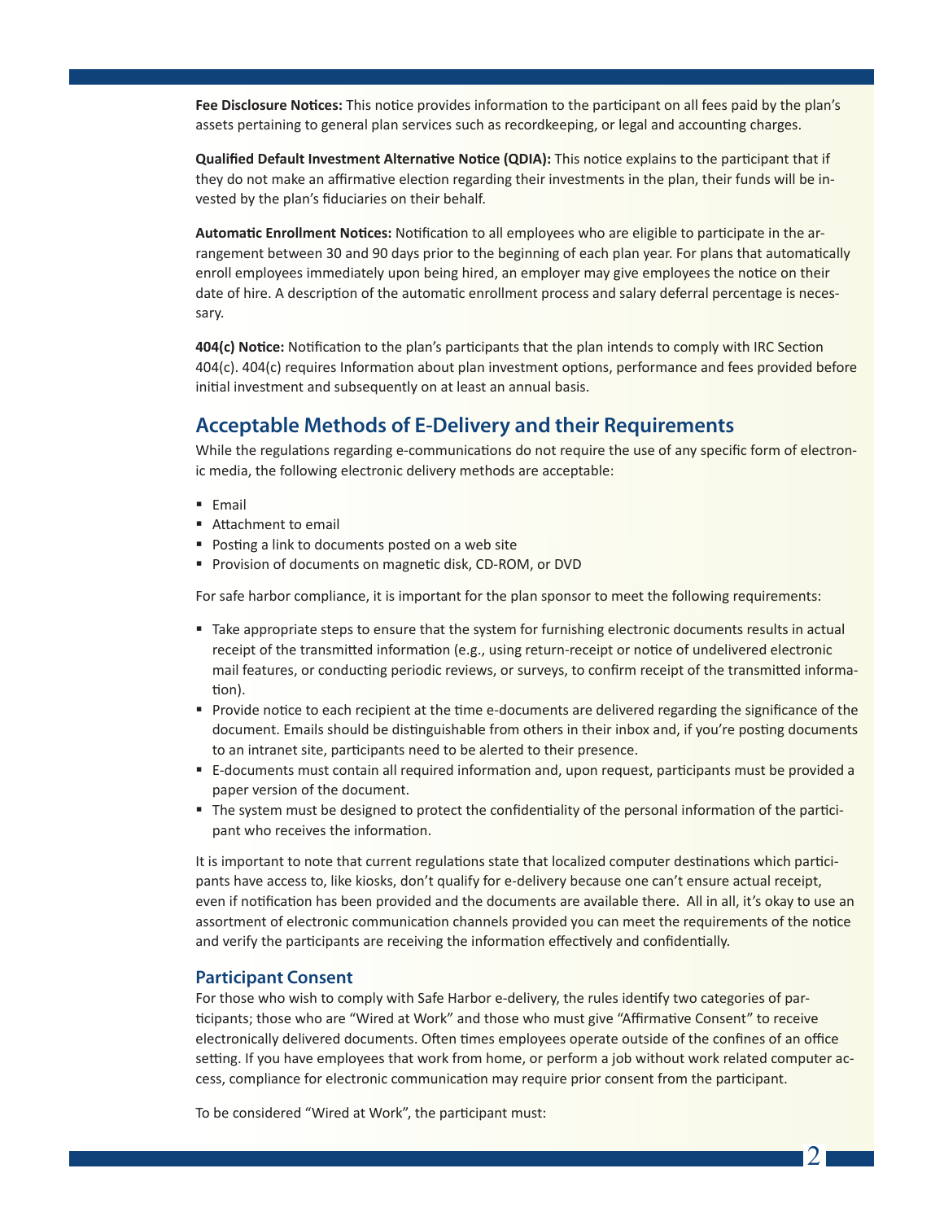**Fee Disclosure Notices:** This notice provides information to the participant on all fees paid by the plan's assets pertaining to general plan services such as recordkeeping, or legal and accounting charges.

**Qualified Default Investment Alternative Notice (QDIA):** This notice explains to the participant that if they do not make an affirmative election regarding their investments in the plan, their funds will be invested by the plan's fiduciaries on their behalf.

**Automatic Enrollment Notices:** Notification to all employees who are eligible to participate in the arrangement between 30 and 90 days prior to the beginning of each plan year. For plans that automatically enroll employees immediately upon being hired, an employer may give employees the notice on their date of hire. A description of the automatic enrollment process and salary deferral percentage is necessary.

**404(c) Notice:** Notification to the plan's participants that the plan intends to comply with IRC Section 404(c). 404(c) requires Information about plan investment options, performance and fees provided before initial investment and subsequently on at least an annual basis.

## Acceptable Methods of E-Delivery and their Requirements

While the regulations regarding e-communications do not require the use of any specific form of electronic media, the following electronic delivery methods are acceptable:

- Email
- Attachment to email
- Posting a link to documents posted on a web site
- Provision of documents on magnetic disk, CD-ROM, or DVD

For safe harbor compliance, it is important for the plan sponsor to meet the following requirements:

- Take appropriate steps to ensure that the system for furnishing electronic documents results in actual receipt of the transmitted information (e.g., using return-receipt or notice of undelivered electronic mail features, or conducting periodic reviews, or surveys, to confirm receipt of the transmitted information).
- Provide notice to each recipient at the time e-documents are delivered regarding the significance of the document. Emails should be distinguishable from others in their inbox and, if you're posting documents to an intranet site, participants need to be alerted to their presence.
- E-documents must contain all required information and, upon request, participants must be provided a paper version of the document.
- The system must be designed to protect the confidentiality of the personal information of the participant who receives the information.

It is important to note that current regulations state that localized computer destinations which participants have access to, like kiosks, don't qualify for e-delivery because one can't ensure actual receipt, even if notification has been provided and the documents are available there. All in all, it's okay to use an assortment of electronic communication channels provided you can meet the requirements of the notice and verify the participants are receiving the information effectively and confidentially.

### Participant Consent

For those who wish to comply with Safe Harbor e-delivery, the rules identify two categories of participants; those who are "Wired at Work" and those who must give "Affirmative Consent" to receive electronically delivered documents. Often times employees operate outside of the confines of an office setting. If you have employees that work from home, or perform a job without work related computer access, compliance for electronic communication may require prior consent from the participant.

To be considered "Wired at Work", the participant must: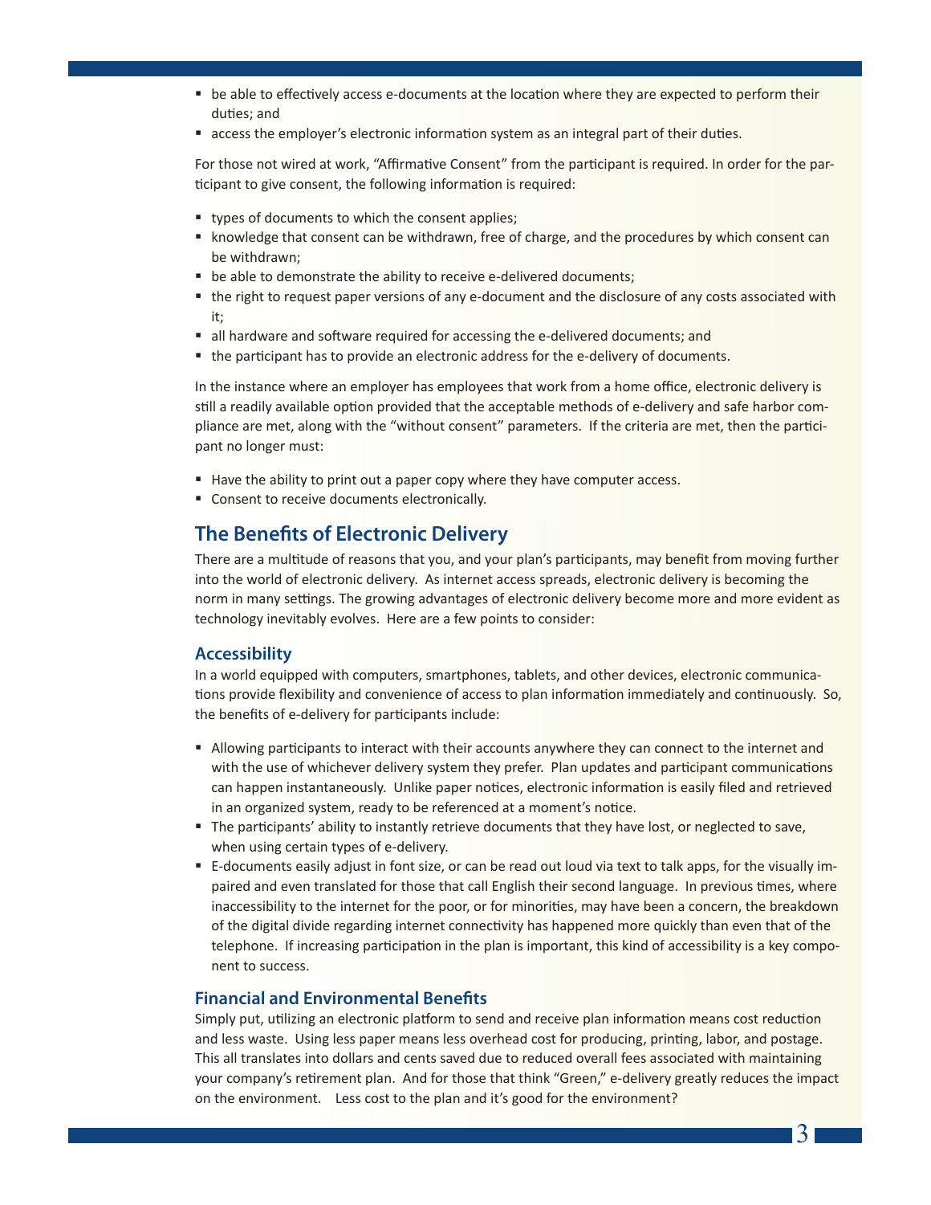- be able to effectively access e-documents at the location where they are expected to perform their duties; and
- access the employer's electronic information system as an integral part of their duties.

For those not wired at work, "Affirmative Consent" from the participant is required. In order for the participant to give consent, the following information is required:

- types of documents to which the consent applies;
- knowledge that consent can be withdrawn, free of charge, and the procedures by which consent can be withdrawn;
- be able to demonstrate the ability to receive e-delivered documents;
- the right to request paper versions of any e-document and the disclosure of any costs associated with it;
- all hardware and software required for accessing the e-delivered documents; and
- the participant has to provide an electronic address for the e-delivery of documents.

In the instance where an employer has employees that work from a home office, electronic delivery is still a readily available option provided that the acceptable methods of e-delivery and safe harbor compliance are met, along with the "without consent" parameters. If the criteria are met, then the participant no longer must:

- Have the ability to print out a paper copy where they have computer access.
- Consent to receive documents electronically.

## The Benefits of Electronic Delivery

There are a multitude of reasons that you, and your plan's participants, may benefit from moving further into the world of electronic delivery. As internet access spreads, electronic delivery is becoming the norm in many settings. The growing advantages of electronic delivery become more and more evident as technology inevitably evolves. Here are a few points to consider:

### Accessibility

In a world equipped with computers, smartphones, tablets, and other devices, electronic communications provide flexibility and convenience of access to plan information immediately and continuously. So, the benefits of e-delivery for participants include:

- Allowing participants to interact with their accounts anywhere they can connect to the internet and with the use of whichever delivery system they prefer. Plan updates and participant communications can happen instantaneously. Unlike paper notices, electronic information is easily filed and retrieved in an organized system, ready to be referenced at a moment's notice.
- The participants' ability to instantly retrieve documents that they have lost, or neglected to save, when using certain types of e-delivery.
- E-documents easily adjust in font size, or can be read out loud via text to talk apps, for the visually impaired and even translated for those that call English their second language. In previous times, where inaccessibility to the internet for the poor, or for minorities, may have been a concern, the breakdown of the digital divide regarding internet connectivity has happened more quickly than even that of the telephone. If increasing participation in the plan is important, this kind of accessibility is a key component to success.

### Financial and Environmental Benefits

Simply put, utilizing an electronic platform to send and receive plan information means cost reduction and less waste. Using less paper means less overhead cost for producing, printing, labor, and postage. This all translates into dollars and cents saved due to reduced overall fees associated with maintaining your company's retirement plan. And for those that think "Green," e-delivery greatly reduces the impact on the environment. Less cost to the plan and it's good for the environment?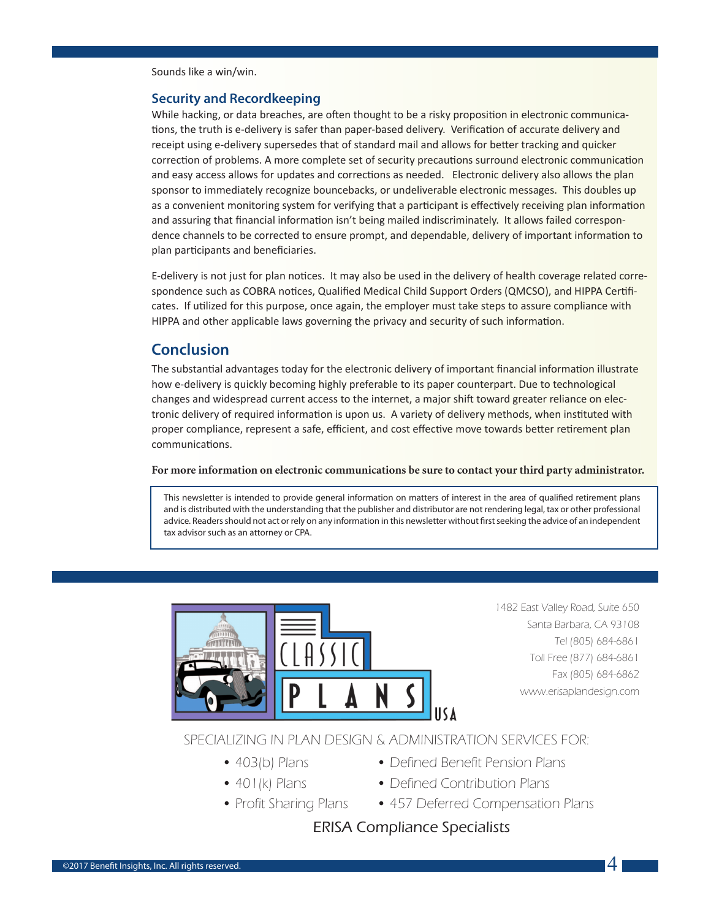Sounds like a win/win.

### Security and Recordkeeping

While hacking, or data breaches, are often thought to be a risky proposition in electronic communications, the truth is e-delivery is safer than paper-based delivery. Verification of accurate delivery and receipt using e-delivery supersedes that of standard mail and allows for better tracking and quicker correction of problems. A more complete set of security precautions surround electronic communication and easy access allows for updates and corrections as needed. Electronic delivery also allows the plan sponsor to immediately recognize bouncebacks, or undeliverable electronic messages. This doubles up as a convenient monitoring system for verifying that a participant is effectively receiving plan information and assuring that financial information isn't being mailed indiscriminately. It allows failed correspondence channels to be corrected to ensure prompt, and dependable, delivery of important information to plan participants and beneficiaries.

E-delivery is not just for plan notices. It may also be used in the delivery of health coverage related correspondence such as COBRA notices, Qualified Medical Child Support Orders (QMCSO), and HIPPA Certificates. If utilized for this purpose, once again, the employer must take steps to assure compliance with HIPPA and other applicable laws governing the privacy and security of such information.

## Conclusion

The substantial advantages today for the electronic delivery of important financial information illustrate how e-delivery is quickly becoming highly preferable to its paper counterpart. Due to technological changes and widespread current access to the internet, a major shift toward greater reliance on electronic delivery of required information is upon us. A variety of delivery methods, when instituted with proper compliance, represent a safe, efficient, and cost effective move towards better retirement plan communications.

**For more information on electronic communications be sure to contact your third party administrator.**

This newsletter is intended to provide general information on matters of interest in the area of qualified retirement plans and is distributed with the understanding that the publisher and distributor are not rendering legal, tax or other professional advice. Readers should not act or rely on any information in this newsletter without first seeking the advice of an independent tax advisor such as an attorney or CPA.

CLASSIC PLANS USA

1482 East Valley Road, Suite 650
Santa Barbara, CA 93108
Tel (805) 684-6861
Toll Free (877) 684-6861
Fax (805) 684-6862
www.erisaplandesign.com

SPECIALIZING IN PLAN DESIGN & ADMINISTRATION SERVICES FOR:

- 403(b) Plans
- 401(k) Plans
- Profit Sharing Plans
- Defined Benefit Pension Plans
- Defined Contribution Plans
- 457 Deferred Compensation Plans

*ERISA Compliance Specialists*

©2017 Benefit Insights, Inc. All rights reserved.